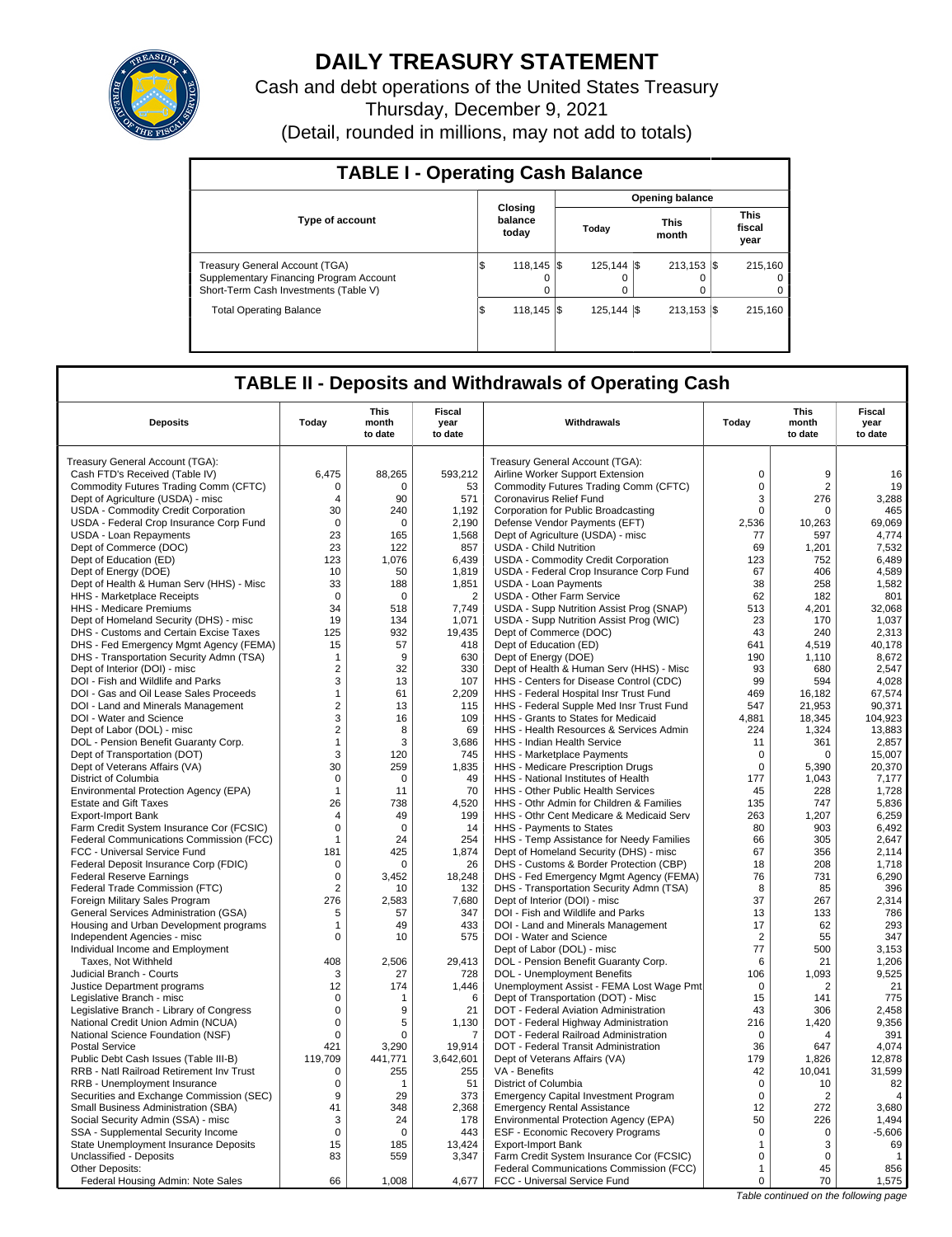# DAILY TREASURY STATEMENT

Cash and debt operations of the United States Treasury

Thursday, December 9, 2021

(Detail, rounded in millions, may not add to totals)

## TABLE I - Operating Cash Balance

| Type of account | Closing balance today | Opening balance Today | Opening balance This month | Opening balance This fiscal year |
|---|---|---|---|---|
| Treasury General Account (TGA) | $ 118,145 | $ 125,144 | $ 213,153 | $ 215,160 |
| Supplementary Financing Program Account | 0 | 0 | 0 | 0 |
| Short-Term Cash Investments (Table V) | 0 | 0 | 0 | 0 |
| Total Operating Balance | $ 118,145 | $ 125,144 | $ 213,153 | $ 215,160 |

## TABLE II - Deposits and Withdrawals of Operating Cash

| Deposits | Today | This month to date | Fiscal year to date | Withdrawals | Today | This month to date | Fiscal year to date |
|---|---|---|---|---|---|---|---|
| Treasury General Account (TGA): | | | | Treasury General Account (TGA): | | | |
| Cash FTD's Received (Table IV) | 6,475 | 88,265 | 593,212 | Airline Worker Support Extension | 0 | 9 | 16 |
| Commodity Futures Trading Comm (CFTC) | 0 | 0 | 53 | Commodity Futures Trading Comm (CFTC) | 0 | 2 | 19 |
| Dept of Agriculture (USDA) - misc | 4 | 90 | 571 | Coronavirus Relief Fund | 3 | 276 | 3,288 |
| USDA - Commodity Credit Corporation | 30 | 240 | 1,192 | Corporation for Public Broadcasting | 0 | 0 | 465 |
| USDA - Federal Crop Insurance Corp Fund | 0 | 0 | 2,190 | Defense Vendor Payments (EFT) | 2,536 | 10,263 | 69,069 |
| USDA - Loan Repayments | 23 | 165 | 1,568 | Dept of Agriculture (USDA) - misc | 77 | 597 | 4,774 |
| Dept of Commerce (DOC) | 23 | 122 | 857 | USDA - Child Nutrition | 69 | 1,201 | 7,532 |
| Dept of Education (ED) | 123 | 1,076 | 6,439 | USDA - Commodity Credit Corporation | 123 | 752 | 6,489 |
| Dept of Energy (DOE) | 10 | 50 | 1,819 | USDA - Federal Crop Insurance Corp Fund | 67 | 406 | 4,589 |
| Dept of Health & Human Serv (HHS) - Misc | 33 | 188 | 1,851 | USDA - Loan Payments | 38 | 258 | 1,582 |
| HHS - Marketplace Receipts | 0 | 0 | 2 | USDA - Other Farm Service | 62 | 182 | 801 |
| HHS - Medicare Premiums | 34 | 518 | 7,749 | USDA - Supp Nutrition Assist Prog (SNAP) | 513 | 4,201 | 32,068 |
| Dept of Homeland Security (DHS) - misc | 19 | 134 | 1,071 | USDA - Supp Nutrition Assist Prog (WIC) | 23 | 170 | 1,037 |
| DHS - Customs and Certain Excise Taxes | 125 | 932 | 19,435 | Dept of Commerce (DOC) | 43 | 240 | 2,313 |
| DHS - Fed Emergency Mgmt Agency (FEMA) | 15 | 57 | 418 | Dept of Education (ED) | 641 | 4,519 | 40,178 |
| DHS - Transportation Security Admn (TSA) | 1 | 9 | 630 | Dept of Energy (DOE) | 190 | 1,110 | 8,672 |
| Dept of Interior (DOI) - misc | 2 | 32 | 330 | Dept of Health & Human Serv (HHS) - Misc | 93 | 680 | 2,547 |
| DOI - Fish and Wildlife and Parks | 3 | 13 | 107 | HHS - Centers for Disease Control (CDC) | 99 | 594 | 4,028 |
| DOI - Gas and Oil Lease Sales Proceeds | 1 | 61 | 2,209 | HHS - Federal Hospital Insr Trust Fund | 469 | 16,182 | 67,574 |
| DOI - Land and Minerals Management | 2 | 13 | 115 | HHS - Federal Supple Med Insr Trust Fund | 547 | 21,953 | 90,371 |
| DOI - Water and Science | 3 | 16 | 109 | HHS - Grants to States for Medicaid | 4,881 | 18,345 | 104,923 |
| Dept of Labor (DOL) - misc | 2 | 8 | 69 | HHS - Health Resources & Services Admin | 224 | 1,324 | 13,883 |
| DOL - Pension Benefit Guaranty Corp. | 1 | 3 | 3,686 | HHS - Indian Health Service | 11 | 361 | 2,857 |
| Dept of Transportation (DOT) | 3 | 120 | 745 | HHS - Marketplace Payments | 0 | 0 | 15,007 |
| Dept of Veterans Affairs (VA) | 30 | 259 | 1,835 | HHS - Medicare Prescription Drugs | 0 | 5,390 | 20,370 |
| District of Columbia | 0 | 0 | 49 | HHS - National Institutes of Health | 177 | 1,043 | 7,177 |
| Environmental Protection Agency (EPA) | 1 | 11 | 70 | HHS - Other Public Health Services | 45 | 228 | 1,728 |
| Estate and Gift Taxes | 26 | 738 | 4,520 | HHS - Othr Admin for Children & Families | 135 | 747 | 5,836 |
| Export-Import Bank | 4 | 49 | 199 | HHS - Othr Cent Medicare & Medicaid Serv | 263 | 1,207 | 6,259 |
| Farm Credit System Insurance Cor (FCSIC) | 0 | 0 | 14 | HHS - Payments to States | 80 | 903 | 6,492 |
| Federal Communications Commission (FCC) | 1 | 24 | 254 | HHS - Temp Assistance for Needy Families | 66 | 305 | 2,647 |
| FCC - Universal Service Fund | 181 | 425 | 1,874 | Dept of Homeland Security (DHS) - misc | 67 | 356 | 2,114 |
| Federal Deposit Insurance Corp (FDIC) | 0 | 0 | 26 | DHS - Customs & Border Protection (CBP) | 18 | 208 | 1,718 |
| Federal Reserve Earnings | 0 | 3,452 | 18,248 | DHS - Fed Emergency Mgmt Agency (FEMA) | 76 | 731 | 6,290 |
| Federal Trade Commission (FTC) | 2 | 10 | 132 | DHS - Transportation Security Admn (TSA) | 8 | 85 | 396 |
| Foreign Military Sales Program | 276 | 2,583 | 7,680 | Dept of Interior (DOI) - misc | 37 | 267 | 2,314 |
| General Services Administration (GSA) | 5 | 57 | 347 | DOI - Fish and Wildlife and Parks | 13 | 133 | 786 |
| Housing and Urban Development programs | 1 | 49 | 433 | DOI - Land and Minerals Management | 17 | 62 | 293 |
| Independent Agencies - misc | 0 | 10 | 575 | DOI - Water and Science | 2 | 55 | 347 |
| Individual Income and Employment | | | | Dept of Labor (DOL) - misc | 77 | 500 | 3,153 |
| Taxes, Not Withheld | 408 | 2,506 | 29,413 | DOL - Pension Benefit Guaranty Corp. | 6 | 21 | 1,206 |
| Judicial Branch - Courts | 3 | 27 | 728 | DOL - Unemployment Benefits | 106 | 1,093 | 9,525 |
| Justice Department programs | 12 | 174 | 1,446 | Unemployment Assist - FEMA Lost Wage Pmt | 0 | 2 | 21 |
| Legislative Branch - misc | 0 | 1 | 6 | Dept of Transportation (DOT) - Misc | 15 | 141 | 775 |
| Legislative Branch - Library of Congress | 0 | 9 | 21 | DOT - Federal Aviation Administration | 43 | 306 | 2,458 |
| National Credit Union Admin (NCUA) | 0 | 5 | 1,130 | DOT - Federal Highway Administration | 216 | 1,420 | 9,356 |
| National Science Foundation (NSF) | 0 | 0 | 7 | DOT - Federal Railroad Administration | 0 | 4 | 391 |
| Postal Service | 421 | 3,290 | 19,914 | DOT - Federal Transit Administration | 36 | 647 | 4,074 |
| Public Debt Cash Issues (Table III-B) | 119,709 | 441,771 | 3,642,601 | Dept of Veterans Affairs (VA) | 179 | 1,826 | 12,878 |
| RRB - Natl Railroad Retirement Inv Trust | 0 | 255 | 255 | VA - Benefits | 42 | 10,041 | 31,599 |
| RRB - Unemployment Insurance | 0 | 1 | 51 | District of Columbia | 0 | 10 | 82 |
| Securities and Exchange Commission (SEC) | 9 | 29 | 373 | Emergency Capital Investment Program | 0 | 2 | 4 |
| Small Business Administration (SBA) | 41 | 348 | 2,368 | Emergency Rental Assistance | 12 | 272 | 3,680 |
| Social Security Admin (SSA) - misc | 3 | 24 | 178 | Environmental Protection Agency (EPA) | 50 | 226 | 1,494 |
| SSA - Supplemental Security Income | 0 | 0 | 443 | ESF - Economic Recovery Programs | 0 | 0 | -5,606 |
| State Unemployment Insurance Deposits | 15 | 185 | 13,424 | Export-Import Bank | 1 | 3 | 69 |
| Unclassified - Deposits | 83 | 559 | 3,347 | Farm Credit System Insurance Cor (FCSIC) | 0 | 0 | 1 |
| Other Deposits: | | | | Federal Communications Commission (FCC) | 1 | 45 | 856 |
| Federal Housing Admin: Note Sales | 66 | 1,008 | 4,677 | FCC - Universal Service Fund | 0 | 70 | 1,575 |

*Table continued on the following page*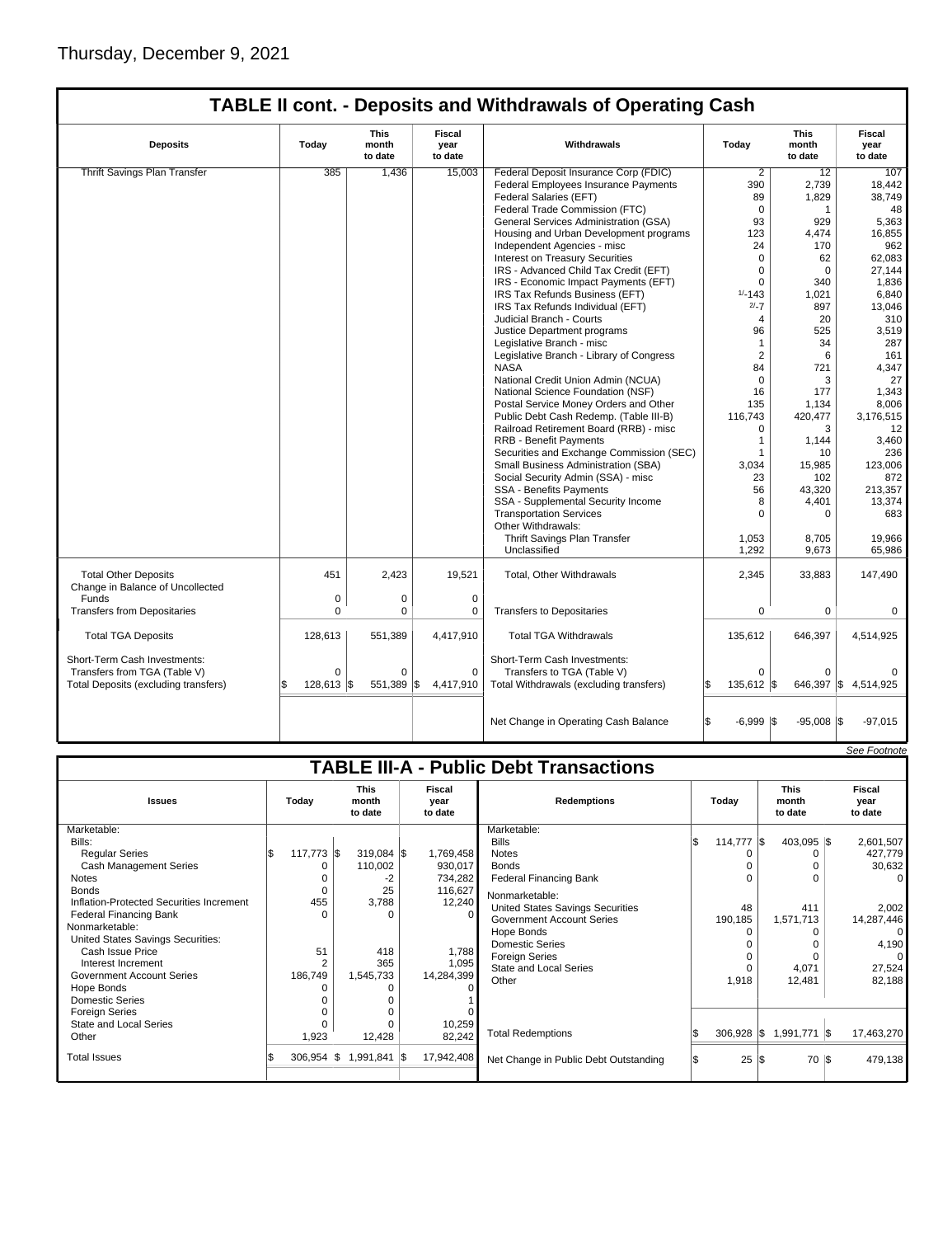Thursday, December 9, 2021

## TABLE II cont. - Deposits and Withdrawals of Operating Cash

| Deposits | Today | This month to date | Fiscal year to date | Withdrawals | Today | This month to date | Fiscal year to date |
|---|---|---|---|---|---|---|---|
| Thrift Savings Plan Transfer | 385 | 1,436 | 15,003 | Federal Deposit Insurance Corp (FDIC) | 2 | 12 | 107 |
| | | | | Federal Employees Insurance Payments | 390 | 2,739 | 18,442 |
| | | | | Federal Salaries (EFT) | 89 | 1,829 | 38,749 |
| | | | | Federal Trade Commission (FTC) | 0 | 1 | 48 |
| | | | | General Services Administration (GSA) | 93 | 929 | 5,363 |
| | | | | Housing and Urban Development programs | 123 | 4,474 | 16,855 |
| | | | | Independent Agencies - misc | 24 | 170 | 962 |
| | | | | Interest on Treasury Securities | 0 | 62 | 62,083 |
| | | | | IRS - Advanced Child Tax Credit (EFT) | 0 | 0 | 27,144 |
| | | | | IRS - Economic Impact Payments (EFT) | 0 | 340 | 1,836 |
| | | | | IRS Tax Refunds Business (EFT) | [1/]-143 | 1,021 | 6,840 |
| | | | | IRS Tax Refunds Individual (EFT) | [2/]-7 | 897 | 13,046 |
| | | | | Judicial Branch - Courts | 4 | 20 | 310 |
| | | | | Justice Department programs | 96 | 525 | 3,519 |
| | | | | Legislative Branch - misc | 1 | 34 | 287 |
| | | | | Legislative Branch - Library of Congress | 2 | 6 | 161 |
| | | | | NASA | 84 | 721 | 4,347 |
| | | | | National Credit Union Admin (NCUA) | 0 | 3 | 27 |
| | | | | National Science Foundation (NSF) | 16 | 177 | 1,343 |
| | | | | Postal Service Money Orders and Other | 135 | 1,134 | 8,006 |
| | | | | Public Debt Cash Redemp. (Table III-B) | 116,743 | 420,477 | 3,176,515 |
| | | | | Railroad Retirement Board (RRB) - misc | 0 | 3 | 12 |
| | | | | RRB - Benefit Payments | 1 | 1,144 | 3,460 |
| | | | | Securities and Exchange Commission (SEC) | 1 | 10 | 236 |
| | | | | Small Business Administration (SBA) | 3,034 | 15,985 | 123,006 |
| | | | | Social Security Admin (SSA) - misc | 23 | 102 | 872 |
| | | | | SSA - Benefits Payments | 56 | 43,320 | 213,357 |
| | | | | SSA - Supplemental Security Income | 8 | 4,401 | 13,374 |
| | | | | Transportation Services | 0 | 0 | 683 |
| | | | | Other Withdrawals: | | | |
| | | | | Thrift Savings Plan Transfer | 1,053 | 8,705 | 19,966 |
| | | | | Unclassified | 1,292 | 9,673 | 65,986 |
| Total Other Deposits | 451 | 2,423 | 19,521 | Total, Other Withdrawals | 2,345 | 33,883 | 147,490 |
| Change in Balance of Uncollected Funds | 0 | 0 | 0 | | | | |
| Transfers from Depositaries | 0 | 0 | 0 | Transfers to Depositaries | 0 | 0 | 0 |
| Total TGA Deposits | 128,613 | 551,389 | 4,417,910 | Total TGA Withdrawals | 135,612 | 646,397 | 4,514,925 |
| Short-Term Cash Investments: | | | | Short-Term Cash Investments: | | | |
| Transfers from TGA (Table V) | 0 | 0 | 0 | Transfers to TGA (Table V) | 0 | 0 | 0 |
| Total Deposits (excluding transfers) | $ 128,613 | $ 551,389 | $ 4,417,910 | Total Withdrawals (excluding transfers) | $ 135,612 | $ 646,397 | $ 4,514,925 |
| | | | | Net Change in Operating Cash Balance | $ -6,999 | $ -95,008 | $ -97,015 |

*See Footnote*

## TABLE III-A - Public Debt Transactions

| Issues | Today | This month to date | Fiscal year to date | Redemptions | Today | This month to date | Fiscal year to date |
|---|---|---|---|---|---|---|---|
| Marketable: | | | | Marketable: | | | |
| Bills: | | | | Bills | $ 114,777 | $ 403,095 | $ 2,601,507 |
| Regular Series | $ 117,773 | $ 319,084 | $ 1,769,458 | Notes | 0 | 0 | 427,779 |
| Cash Management Series | 0 | 110,002 | 930,017 | Bonds | 0 | 0 | 30,632 |
| Notes | 0 | -2 | 734,282 | Federal Financing Bank | 0 | 0 | 0 |
| Bonds | 0 | 25 | 116,627 | Nonmarketable: | | | |
| Inflation-Protected Securities Increment | 455 | 3,788 | 12,240 | United States Savings Securities | 48 | 411 | 2,002 |
| Federal Financing Bank | 0 | 0 | 0 | Government Account Series | 190,185 | 1,571,713 | 14,287,446 |
| Nonmarketable: | | | | Hope Bonds | 0 | 0 | 0 |
| United States Savings Securities: | | | | Domestic Series | 0 | 0 | 4,190 |
| Cash Issue Price | 51 | 418 | 1,788 | Foreign Series | 0 | 0 | 0 |
| Interest Increment | 2 | 365 | 1,095 | State and Local Series | 0 | 4,071 | 27,524 |
| Government Account Series | 186,749 | 1,545,733 | 14,284,399 | Other | 1,918 | 12,481 | 82,188 |
| Hope Bonds | 0 | 0 | 0 | | | | |
| Domestic Series | 0 | 0 | 1 | | | | |
| Foreign Series | 0 | 0 | 0 | | | | |
| State and Local Series | 0 | 0 | 10,259 | | | | |
| Other | 1,923 | 12,428 | 82,242 | Total Redemptions | $ 306,928 | $ 1,991,771 | $ 17,463,270 |
| Total Issues | $ 306,954 | $ 1,991,841 | $ 17,942,408 | Net Change in Public Debt Outstanding | $ 25 | $ 70 | $ 479,138 |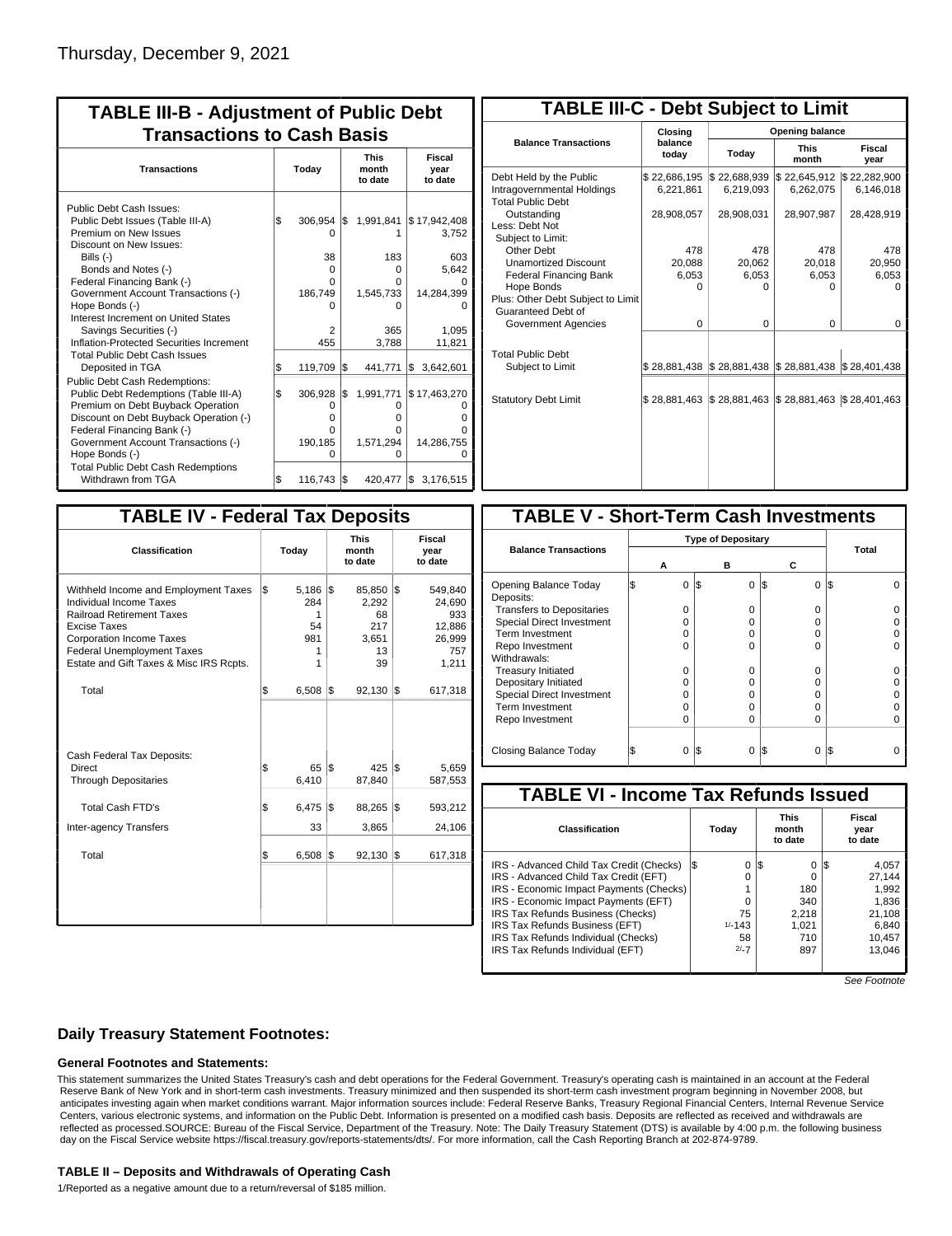Thursday, December 9, 2021

## TABLE III-B - Adjustment of Public Debt Transactions to Cash Basis

| Transactions | Today | This month to date | Fiscal year to date |
|---|---|---|---|
| Public Debt Cash Issues: | | | |
| Public Debt Issues (Table III-A) | $ 306,954 | $ 1,991,841 | $ 17,942,408 |
| Premium on New Issues | 0 | 1 | 3,752 |
| Discount on New Issues: | | | |
| Bills (-) | 38 | 183 | 603 |
| Bonds and Notes (-) | 0 | 0 | 5,642 |
| Federal Financing Bank (-) | 0 | 0 | 0 |
| Government Account Transactions (-) | 186,749 | 1,545,733 | 14,284,399 |
| Hope Bonds (-) | 0 | 0 | 0 |
| Interest Increment on United States Savings Securities (-) | 2 | 365 | 1,095 |
| Inflation-Protected Securities Increment | 455 | 3,788 | 11,821 |
| Total Public Debt Cash Issues Deposited in TGA | $ 119,709 | $ 441,771 | $ 3,642,601 |
| Public Debt Cash Redemptions: | | | |
| Public Debt Redemptions (Table III-A) | $ 306,928 | $ 1,991,771 | $ 17,463,270 |
| Premium on Debt Buyback Operation | 0 | 0 | 0 |
| Discount on Debt Buyback Operation (-) | 0 | 0 | 0 |
| Federal Financing Bank (-) | 0 | 0 | 0 |
| Government Account Transactions (-) | 190,185 | 1,571,294 | 14,286,755 |
| Hope Bonds (-) | 0 | 0 | 0 |
| Total Public Debt Cash Redemptions Withdrawn from TGA | $ 116,743 | $ 420,477 | $ 3,176,515 |

## TABLE III-C - Debt Subject to Limit

| Balance Transactions | Closing balance today | Opening balance Today | Opening balance This month | Opening balance Fiscal year |
|---|---|---|---|---|
| Debt Held by the Public | $ 22,686,195 | $ 22,688,939 | $ 22,645,912 | $ 22,282,900 |
| Intragovernmental Holdings | 6,221,861 | 6,219,093 | 6,262,075 | 6,146,018 |
| Total Public Debt Outstanding | 28,908,057 | 28,908,031 | 28,907,987 | 28,428,919 |
| Less: Debt Not Subject to Limit: | | | | |
| Other Debt | 478 | 478 | 478 | 478 |
| Unamortized Discount | 20,088 | 20,062 | 20,018 | 20,950 |
| Federal Financing Bank | 6,053 | 6,053 | 6,053 | 6,053 |
| Hope Bonds | 0 | 0 | 0 | 0 |
| Plus: Other Debt Subject to Limit Guaranteed Debt of Government Agencies | 0 | 0 | 0 | 0 |
| Total Public Debt Subject to Limit | $ 28,881,438 | $ 28,881,438 | $ 28,881,438 | $ 28,401,438 |
| Statutory Debt Limit | $ 28,881,463 | $ 28,881,463 | $ 28,881,463 | $ 28,401,463 |

## TABLE IV - Federal Tax Deposits

| Classification | Today | This month to date | Fiscal year to date |
|---|---|---|---|
| Withheld Income and Employment Taxes | $ 5,186 | $ 85,850 | $ 549,840 |
| Individual Income Taxes | 284 | 2,292 | 24,690 |
| Railroad Retirement Taxes | 1 | 68 | 933 |
| Excise Taxes | 54 | 217 | 12,886 |
| Corporation Income Taxes | 981 | 3,651 | 26,999 |
| Federal Unemployment Taxes | 1 | 13 | 757 |
| Estate and Gift Taxes & Misc IRS Rcpts. | 1 | 39 | 1,211 |
| Total | $ 6,508 | $ 92,130 | $ 617,318 |
| Cash Federal Tax Deposits: | | | |
| Direct | $ 65 | $ 425 | $ 5,659 |
| Through Depositaries | 6,410 | 87,840 | 587,553 |
| Total Cash FTD's | $ 6,475 | $ 88,265 | $ 593,212 |
| Inter-agency Transfers | 33 | 3,865 | 24,106 |
| Total | $ 6,508 | $ 92,130 | $ 617,318 |

## TABLE V - Short-Term Cash Investments

| Balance Transactions | A | B | C | Total |
|---|---|---|---|---|
| Opening Balance Today | $ 0 | $ 0 | $ 0 | $ 0 |
| Deposits: | | | | |
| Transfers to Depositaries | 0 | 0 | 0 | 0 |
| Special Direct Investment | 0 | 0 | 0 | 0 |
| Term Investment | 0 | 0 | 0 | 0 |
| Repo Investment | 0 | 0 | 0 | 0 |
| Withdrawals: | | | | |
| Treasury Initiated | 0 | 0 | 0 | 0 |
| Depositary Initiated | 0 | 0 | 0 | 0 |
| Special Direct Investment | 0 | 0 | 0 | 0 |
| Term Investment | 0 | 0 | 0 | 0 |
| Repo Investment | 0 | 0 | 0 | 0 |
| Closing Balance Today | $ 0 | $ 0 | $ 0 | $ 0 |

## TABLE VI - Income Tax Refunds Issued

| Classification | Today | This month to date | Fiscal year to date |
|---|---|---|---|
| IRS - Advanced Child Tax Credit (Checks) | $ 0 | $ 0 | $ 4,057 |
| IRS - Advanced Child Tax Credit (EFT) | 0 | 0 | 27,144 |
| IRS - Economic Impact Payments (Checks) | 1 | 180 | 1,992 |
| IRS - Economic Impact Payments (EFT) | 0 | 340 | 1,836 |
| IRS Tax Refunds Business (Checks) | 75 | 2,218 | 21,108 |
| IRS Tax Refunds Business (EFT) | 1/-143 | 1,021 | 6,840 |
| IRS Tax Refunds Individual (Checks) | 58 | 710 | 10,457 |
| IRS Tax Refunds Individual (EFT) | 2/-7 | 897 | 13,046 |

*See Footnote*

### Daily Treasury Statement Footnotes:

#### General Footnotes and Statements:

This statement summarizes the United States Treasury's cash and debt operations for the Federal Government. Treasury's operating cash is maintained in an account at the Federal Reserve Bank of New York and in short-term cash investments. Treasury minimized and then suspended its short-term cash investment program beginning in November 2008, but anticipates investing again when market conditions warrant. Major information sources include: Federal Reserve Banks, Treasury Regional Financial Centers, Internal Revenue Service Centers, various electronic systems, and information on the Public Debt. Information is presented on a modified cash basis. Deposits are reflected as received and withdrawals are reflected as processed.SOURCE: Bureau of the Fiscal Service, Department of the Treasury. Note: The Daily Treasury Statement (DTS) is available by 4:00 p.m. the following business day on the Fiscal Service website https://fiscal.treasury.gov/reports-statements/dts/. For more information, call the Cash Reporting Branch at 202-874-9789.

#### TABLE II – Deposits and Withdrawals of Operating Cash

1/Reported as a negative amount due to a return/reversal of $185 million.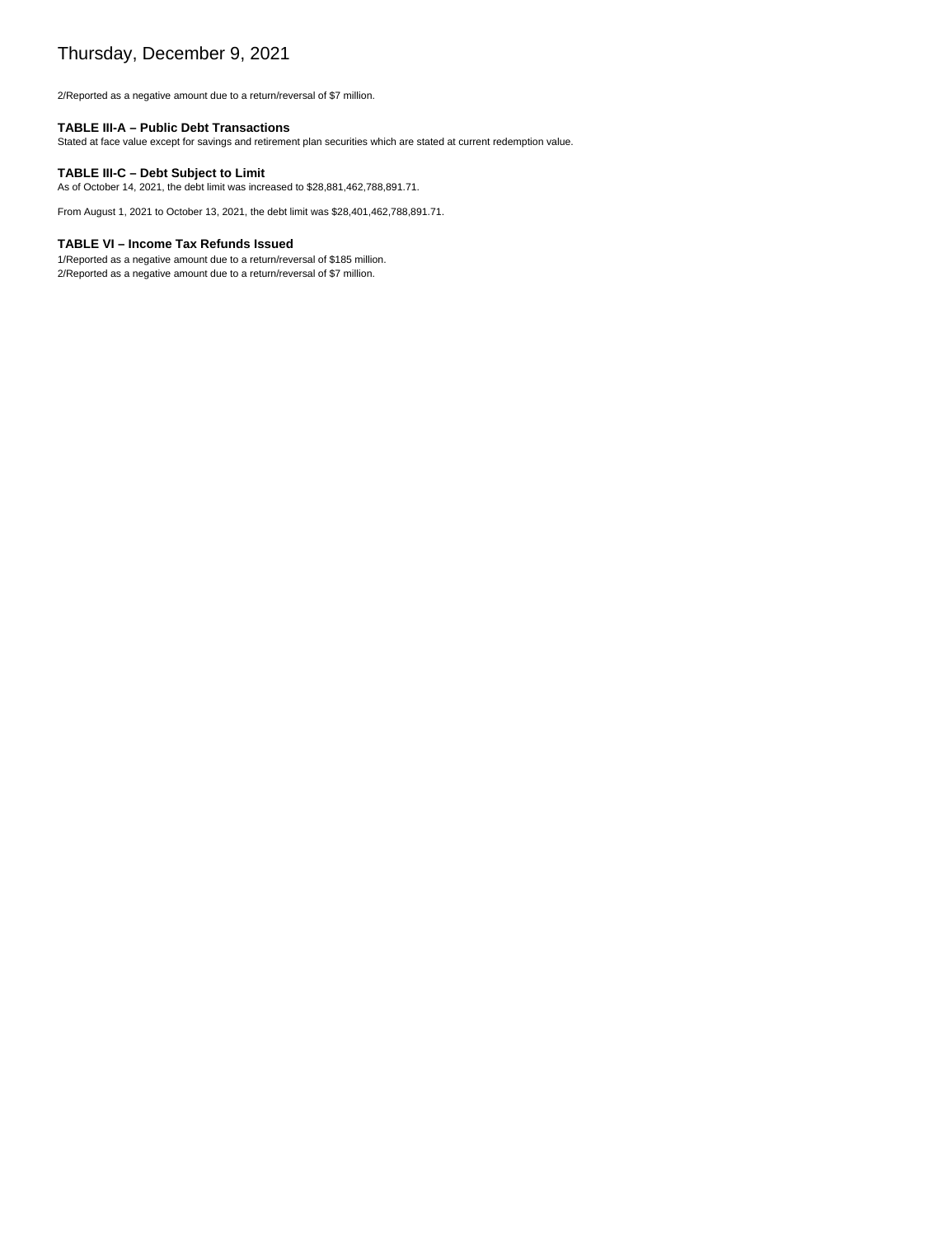2/Reported as a negative amount due to a return/reversal of $7 million.

### TABLE III-A – Public Debt Transactions

Stated at face value except for savings and retirement plan securities which are stated at current redemption value.

### TABLE III-C – Debt Subject to Limit

As of October 14, 2021, the debt limit was increased to $28,881,462,788,891.71.

From August 1, 2021 to October 13, 2021, the debt limit was $28,401,462,788,891.71.

### TABLE VI – Income Tax Refunds Issued

1/Reported as a negative amount due to a return/reversal of $185 million.
2/Reported as a negative amount due to a return/reversal of $7 million.